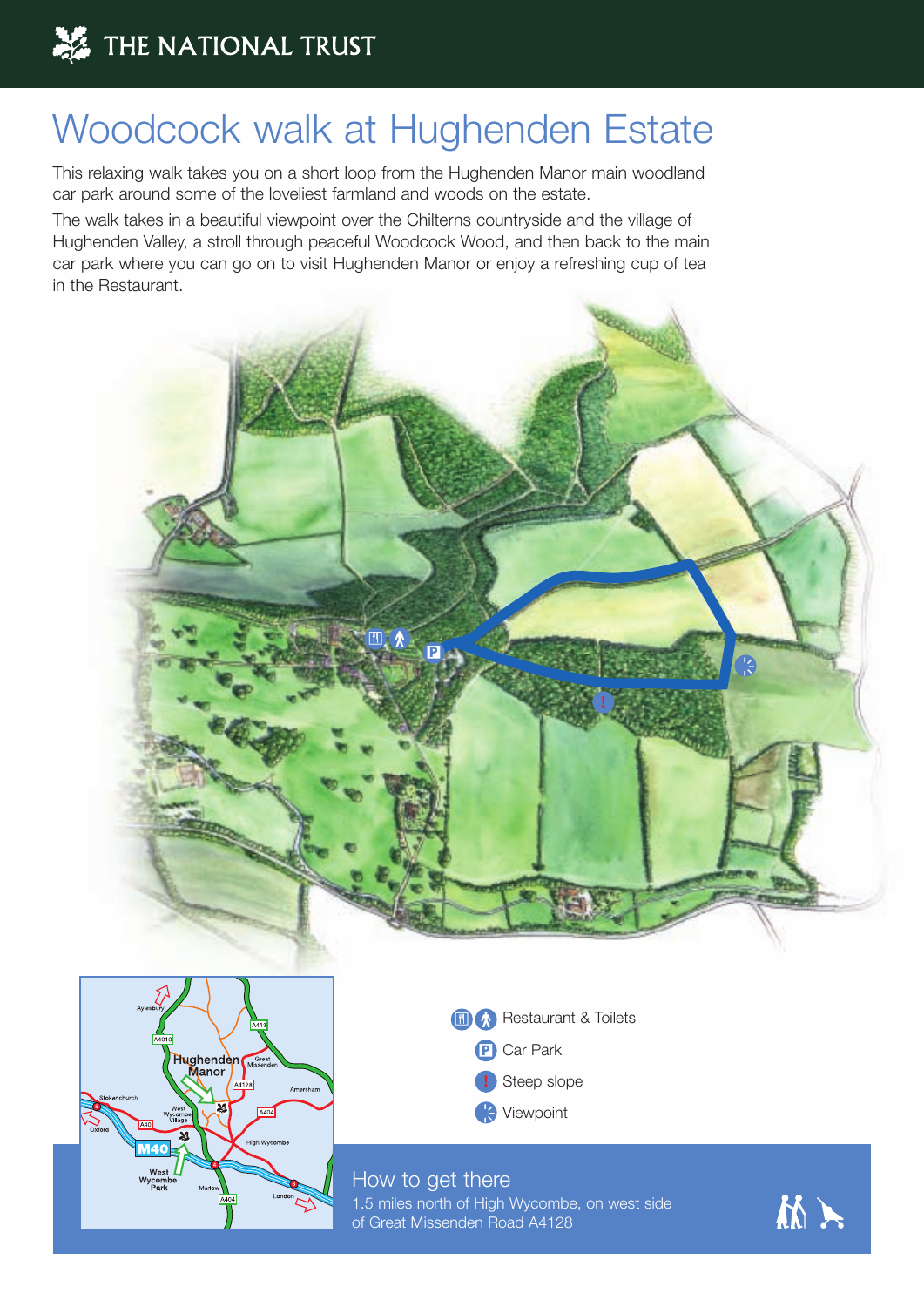THE NATIONAL TRUST

# Woodcock walk at Hughenden Estate

This relaxing walk takes you on a short loop from the Hughenden Manor main woodland car park around some of the loveliest farmland and woods on the estate.

The walk takes in a beautiful viewpoint over the Chilterns countryside and the village of Hughenden Valley, a stroll through peaceful Woodcock Wood, and then back to the main car park where you can go on to visit Hughenden Manor or enjoy a refreshing cup of tea in the Restaurant.

- Restaurant & Toilets
- Car Park
- Steep slope
- Viewpoint

## How to get there

1.5 miles north of High Wycombe, on west side of Great Missenden Road A4128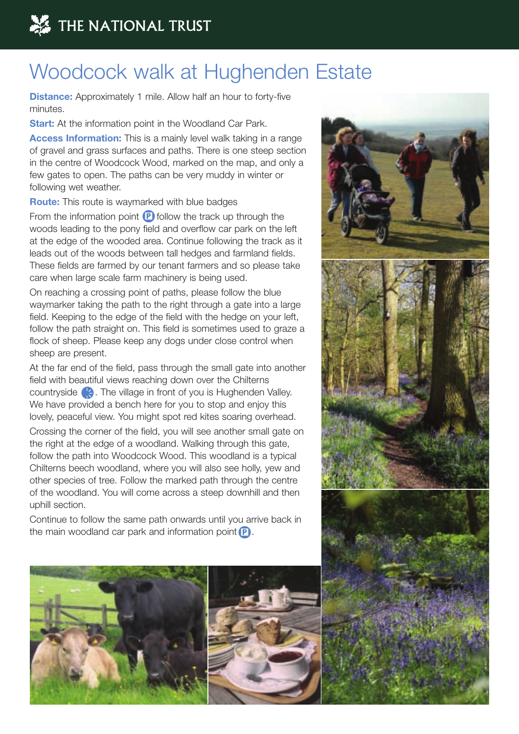# Woodcock walk at Hughenden Estate

**Distance:** Approximately 1 mile. Allow half an hour to forty-five minutes.

**Start:** At the information point in the Woodland Car Park.

**Access Information:** This is a mainly level walk taking in a range of gravel and grass surfaces and paths. There is one steep section in the centre of Woodcock Wood, marked on the map, and only a few gates to open. The paths can be very muddy in winter or following wet weather.

**Route:** This route is waymarked with blue badges

From the information point P follow the track up through the woods leading to the pony field and overflow car park on the left at the edge of the wooded area. Continue following the track as it leads out of the woods between tall hedges and farmland fields. These fields are farmed by our tenant farmers and so please take care when large scale farm machinery is being used.

On reaching a crossing point of paths, please follow the blue waymarker taking the path to the right through a gate into a large field. Keeping to the edge of the field with the hedge on your left, follow the path straight on. This field is sometimes used to graze a flock of sheep. Please keep any dogs under close control when sheep are present.

At the far end of the field, pass through the small gate into another field with beautiful views reaching down over the Chilterns countryside. The village in front of you is Hughenden Valley. We have provided a bench here for you to stop and enjoy this lovely, peaceful view. You might spot red kites soaring overhead.

Crossing the corner of the field, you will see another small gate on the right at the edge of a woodland. Walking through this gate, follow the path into Woodcock Wood. This woodland is a typical Chilterns beech woodland, where you will also see holly, yew and other species of tree. Follow the marked path through the centre of the woodland. You will come across a steep downhill and then uphill section.

Continue to follow the same path onwards until you arrive back in the main woodland car park and information point P.